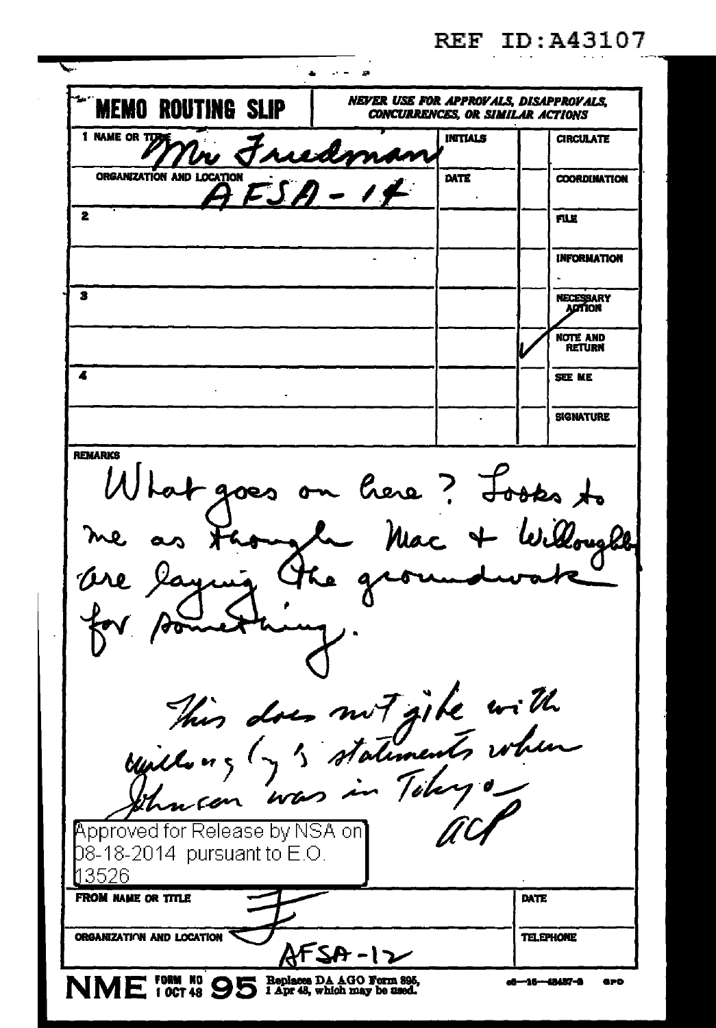REF ID:A43107

# MEMO ROUTING SLIP

*NEVER USE FOR APPROVALS, DISAPPROVALS, CONCURRENCES, OR SIMILAR ACTIONS*

| | NAME OR TITLE / ORGANIZATION AND LOCATION | INITIALS / DATE | | |
|---|---|---|---|---|
| 1 | Mr Friedman | INITIALS | | CIRCULATE |
| | AFSA - 14 | DATE | | COORDINATION |
| 2 | | | | FILE |
| | | | | INFORMATION |
| 3 | | | | NECESSARY ACTION |
| | | | ✓ | NOTE AND RETURN |
| 4 | | | | SEE ME |
| | | | | SIGNATURE |

**REMARKS**

What goes on here? Looks to me as though Mac + Willoughby are laying the groundwork for something.

This does not jibe with Willoughby's statements when Johnson was in Tokyo.

ACP

Approved for Release by NSA on 08-18-2014 pursuant to E.O. 13526

FROM NAME OR TITLE: F

ORGANIZATION AND LOCATION: AFSA-12

DATE:

TELEPHONE:

NME FORM NO 95 1 OCT 48 Replaces DA AGO Form 895, 1 Apr 48, which may be used.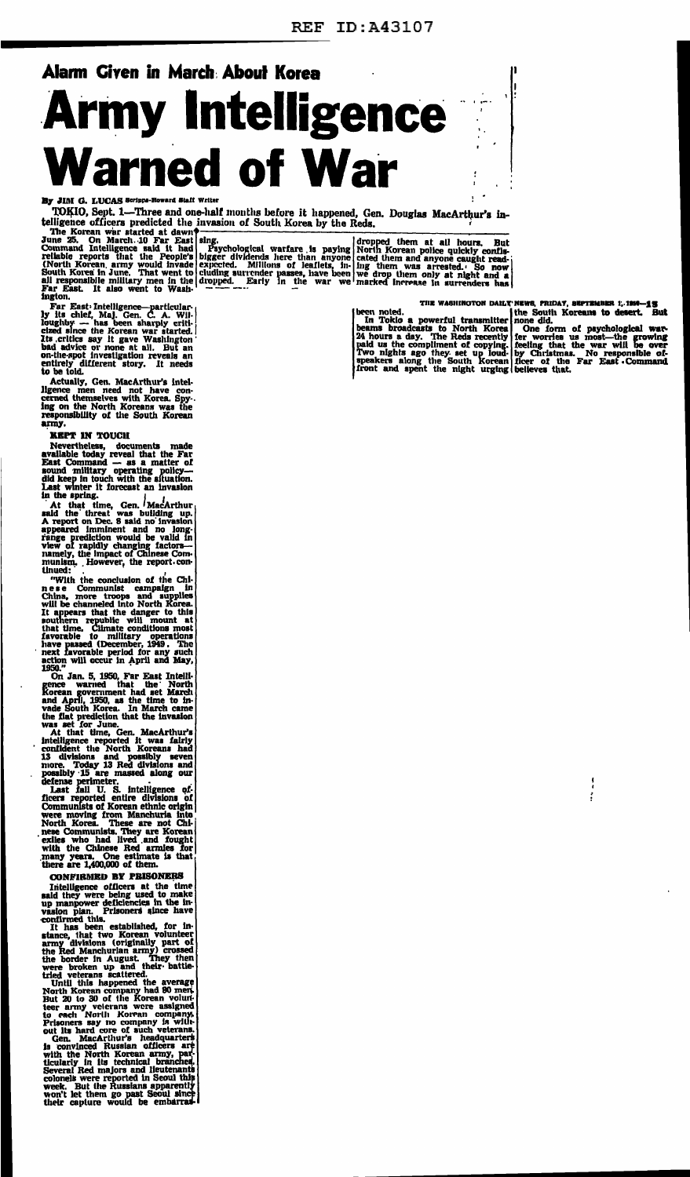## Alarm Given in March About Korea

# Army Intelligence Warned of War

By JIM G. LUCAS Scripps-Howard Staff Writer

TOKIO, Sept. 1—Three and one-half months before it happened, Gen. Douglas MacArthur's intelligence officers predicted the invasion of South Korea by the Reds.

The Korean war started at dawn June 25. On March 10 Far East Command Intelligence said it had reliable reports that the People's (North Korean army would invade South Korea in June. That went to all responsible military men in the Far East. It also went to Washington.

Far East Intelligence—particularly its chief, Maj. Gen. C. A. Willoughby — has been sharply criticized since the Korean war started. Its critics say it gave Washington bad advice or none at all. But an on-the-spot investigation reveals an entirely different story. It needs to be told.

Actually, Gen. MacArthur's intelligence men need not have concerned themselves with Korea. Spying on the North Koreans was the responsibility of the South Korean army.

**KEPT IN TOUCH**

Nevertheless, documents made available today reveal that the Far East Command — as a matter of sound military operating policy—did keep in touch with the situation. Last winter it forecast an invasion in the spring.

At that time, Gen. MacArthur said the threat was building up. A report on Dec. 8 said no invasion appeared imminent and no long-range prediction would be valid in view of rapidly changing factors—namely, the impact of Chinese Communism. However, the report continued:

"With the conclusion of the Chinese Communist campaign in China, more troops and supplies will be channeled into North Korea. It appears that the danger to this southern republic will mount at that time. Climate conditions most favorable to military operations have passed (December, 1949. The next favorable period for any such action will occur in April and May, 1950."

On Jan. 5, 1950, Far East Intelligence warned that the North Korean government had set March and April, 1950, as the time to invade South Korea. In March came the flat prediction that the invasion was set for June.

At that time, Gen. MacArthur's intelligence reported it was fairly confident the North Koreans had 13 divisions and possibly seven more. Today 13 Red divisions and possibly 15 are massed along our defense perimeter.

Last fall U. S. intelligence officers reported entire divisions of Communists of Korean ethnic origin were moving from Manchuria into North Korea. These are not Chinese Communists. They are Korean exiles who had lived and fought with the Chinese Red armies for many years. One estimate is that there are 1,400,000 of them.

**CONFIRMED BY PRISONERS**

Intelligence officers at the time said they were being used to make up manpower deficiencies in the invasion plan. Prisoners since have confirmed this.

It has been established, for instance, that two Korean volunteer army divisions (originally part of the Red Manchurian army) crossed the border in August. They then were broken up and their battle-tried veterans scattered.

Until this happened the average North Korean company had 80 men. But 20 to 30 of the Korean volunteer army veterans were assigned to each North Korean company. Prisoners say no company is without its hard core of such veterans.

Gen. MacArthur's headquarters is convinced Russian officers are with the North Korean army, particularly in its technical branches. Several Red majors and lieutenants colonels were reported in Seoul this week. But the Russians apparently won't let them go past Seoul since their capture would be embarrassing.

Psychological warfare is paying bigger dividends here than anyone expected. Millions of leaflets, including surrender passes, have been dropped. Early in the war we dropped them at all hours. But North Korean police quickly confiscated them and anyone caught reading them was arrested. So now we drop them only at night and a marked increase in surrenders has been noted.

In Tokio a powerful transmitter beams broadcasts to North Korea 24 hours a day. The Reds recently paid us the compliment of copying. Two nights ago they set up loudspeakers along the South Korean front and spent the night urging the South Koreans to desert. But none did.

One form of psychological warfare worries us most—the growing feeling that the war will be over by Christmas. No responsible officer of the Far East Command believes that.

THE WASHINGTON DAILY NEWS, FRIDAY, SEPTEMBER 1, 1950—15